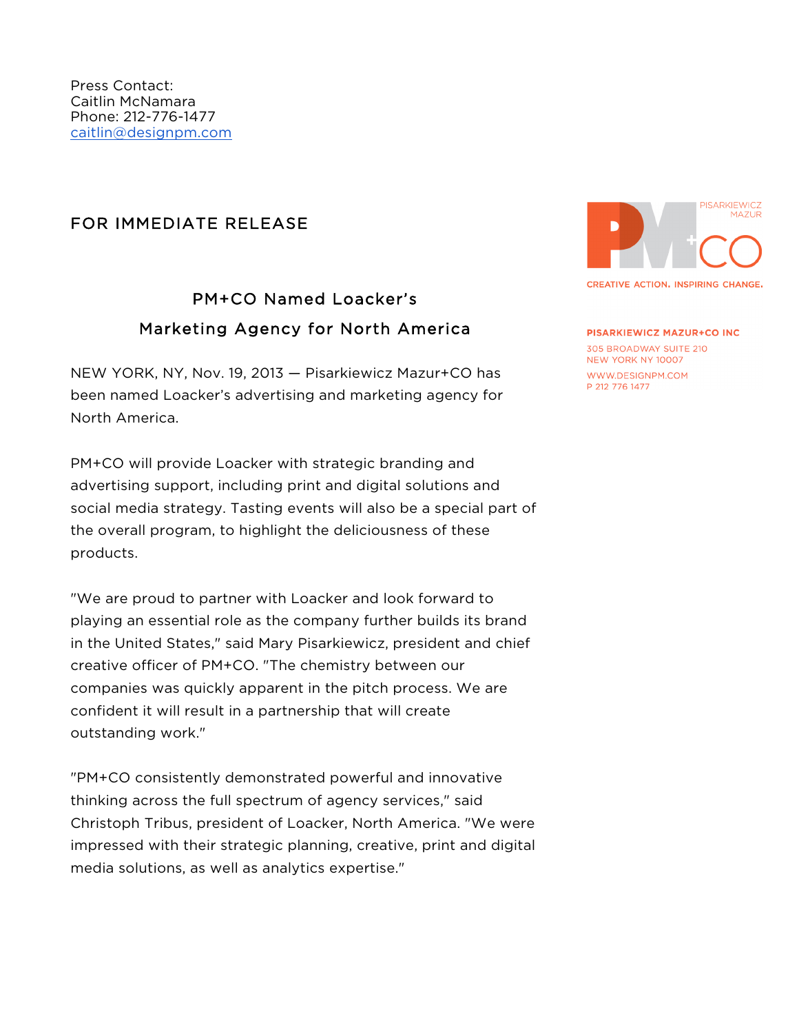Press Contact:
Caitlin McNamara
Phone: 212-776-1477
caitlin@designpm.com

PISARKIEWICZ MAZUR

CREATIVE ACTION. INSPIRING CHANGE.

**PISARKIEWICZ MAZUR+CO INC**
305 BROADWAY SUITE 210
NEW YORK NY 10007
WWW.DESIGNPM.COM
P 212 776 1477

FOR IMMEDIATE RELEASE

## PM+CO Named Loacker's Marketing Agency for North America

NEW YORK, NY, Nov. 19, 2013 — Pisarkiewicz Mazur+CO has been named Loacker's advertising and marketing agency for North America.

PM+CO will provide Loacker with strategic branding and advertising support, including print and digital solutions and social media strategy. Tasting events will also be a special part of the overall program, to highlight the deliciousness of these products.

"We are proud to partner with Loacker and look forward to playing an essential role as the company further builds its brand in the United States," said Mary Pisarkiewicz, president and chief creative officer of PM+CO. "The chemistry between our companies was quickly apparent in the pitch process. We are confident it will result in a partnership that will create outstanding work."

"PM+CO consistently demonstrated powerful and innovative thinking across the full spectrum of agency services," said Christoph Tribus, president of Loacker, North America. "We were impressed with their strategic planning, creative, print and digital media solutions, as well as analytics expertise."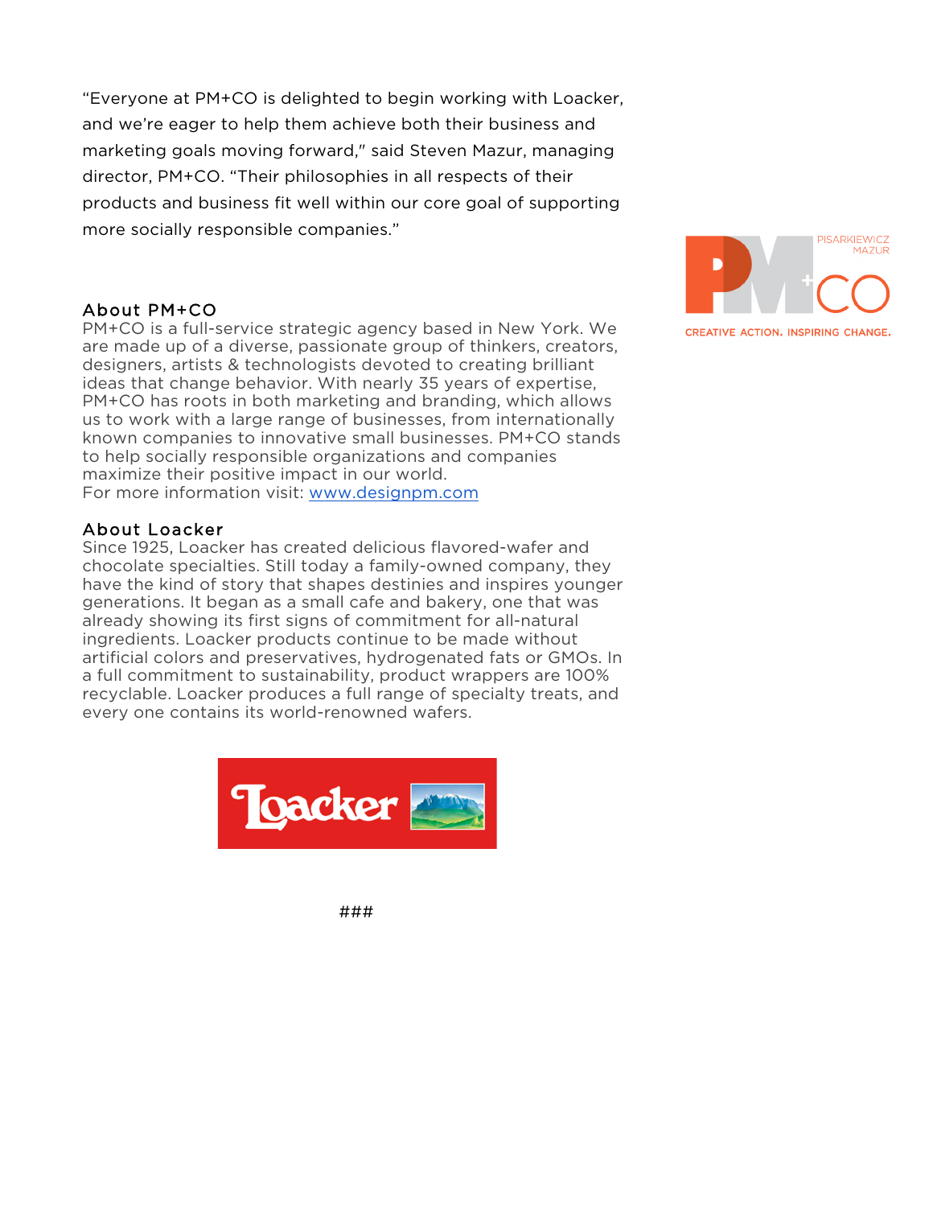"Everyone at PM+CO is delighted to begin working with Loacker, and we're eager to help them achieve both their business and marketing goals moving forward," said Steven Mazur, managing director, PM+CO. "Their philosophies in all respects of their products and business fit well within our core goal of supporting more socially responsible companies."

PISARKIEWICZ MAZUR

CREATIVE ACTION. INSPIRING CHANGE.

## About PM+CO

PM+CO is a full-service strategic agency based in New York. We are made up of a diverse, passionate group of thinkers, creators, designers, artists & technologists devoted to creating brilliant ideas that change behavior. With nearly 35 years of expertise, PM+CO has roots in both marketing and branding, which allows us to work with a large range of businesses, from internationally known companies to innovative small businesses. PM+CO stands to help socially responsible organizations and companies maximize their positive impact in our world.
For more information visit: www.designpm.com

## About Loacker

Since 1925, Loacker has created delicious flavored-wafer and chocolate specialties. Still today a family-owned company, they have the kind of story that shapes destinies and inspires younger generations. It began as a small cafe and bakery, one that was already showing its first signs of commitment for all-natural ingredients. Loacker products continue to be made without artificial colors and preservatives, hydrogenated fats or GMOs. In a full commitment to sustainability, product wrappers are 100% recyclable. Loacker produces a full range of specialty treats, and every one contains its world-renowned wafers.

###